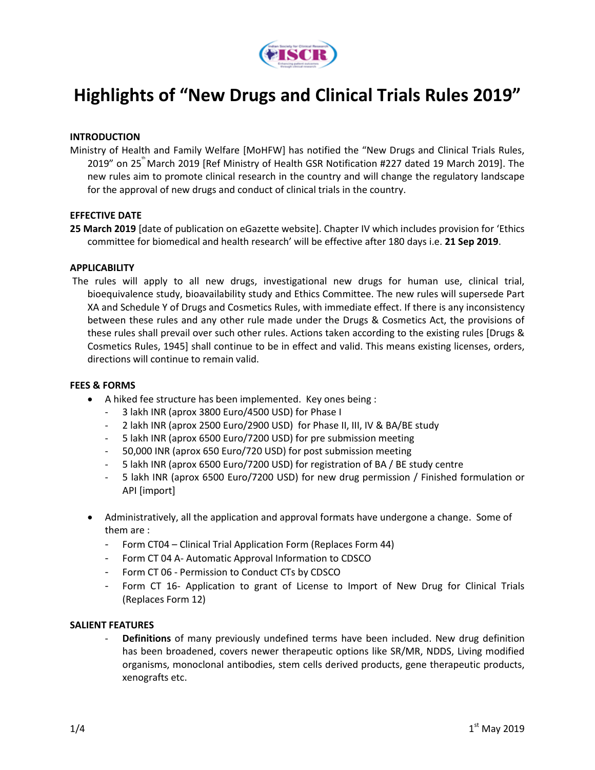# Highlights of "New Drugs and Clinical Trials Rules 2019"

## INTRODUCTION

Ministry of Health and Family Welfare [MoHFW] has notified the "New Drugs and Clinical Trials Rules, 2019" on 25th March 2019 [Ref Ministry of Health GSR Notification #227 dated 19 March 2019]. The new rules aim to promote clinical research in the country and will change the regulatory landscape for the approval of new drugs and conduct of clinical trials in the country.

## EFFECTIVE DATE

**25 March 2019** [date of publication on eGazette website]. Chapter IV which includes provision for 'Ethics committee for biomedical and health research' will be effective after 180 days i.e. **21 Sep 2019**.

## APPLICABILITY

The rules will apply to all new drugs, investigational new drugs for human use, clinical trial, bioequivalence study, bioavailability study and Ethics Committee. The new rules will supersede Part XA and Schedule Y of Drugs and Cosmetics Rules, with immediate effect. If there is any inconsistency between these rules and any other rule made under the Drugs & Cosmetics Act, the provisions of these rules shall prevail over such other rules. Actions taken according to the existing rules [Drugs & Cosmetics Rules, 1945] shall continue to be in effect and valid. This means existing licenses, orders, directions will continue to remain valid.

## FEES & FORMS

- A hiked fee structure has been implemented. Key ones being :
  - 3 lakh INR (aprox 3800 Euro/4500 USD) for Phase I
  - 2 lakh INR (aprox 2500 Euro/2900 USD) for Phase II, III, IV & BA/BE study
  - 5 lakh INR (aprox 6500 Euro/7200 USD) for pre submission meeting
  - 50,000 INR (aprox 650 Euro/720 USD) for post submission meeting
  - 5 lakh INR (aprox 6500 Euro/7200 USD) for registration of BA / BE study centre
  - 5 lakh INR (aprox 6500 Euro/7200 USD) for new drug permission / Finished formulation or API [import]

- Administratively, all the application and approval formats have undergone a change. Some of them are :
  - Form CT04 – Clinical Trial Application Form (Replaces Form 44)
  - Form CT 04 A- Automatic Approval Information to CDSCO
  - Form CT 06 - Permission to Conduct CTs by CDSCO
  - Form CT 16- Application to grant of License to Import of New Drug for Clinical Trials (Replaces Form 12)

## SALIENT FEATURES

- **Definitions** of many previously undefined terms have been included. New drug definition has been broadened, covers newer therapeutic options like SR/MR, NDDS, Living modified organisms, monoclonal antibodies, stem cells derived products, gene therapeutic products, xenografts etc.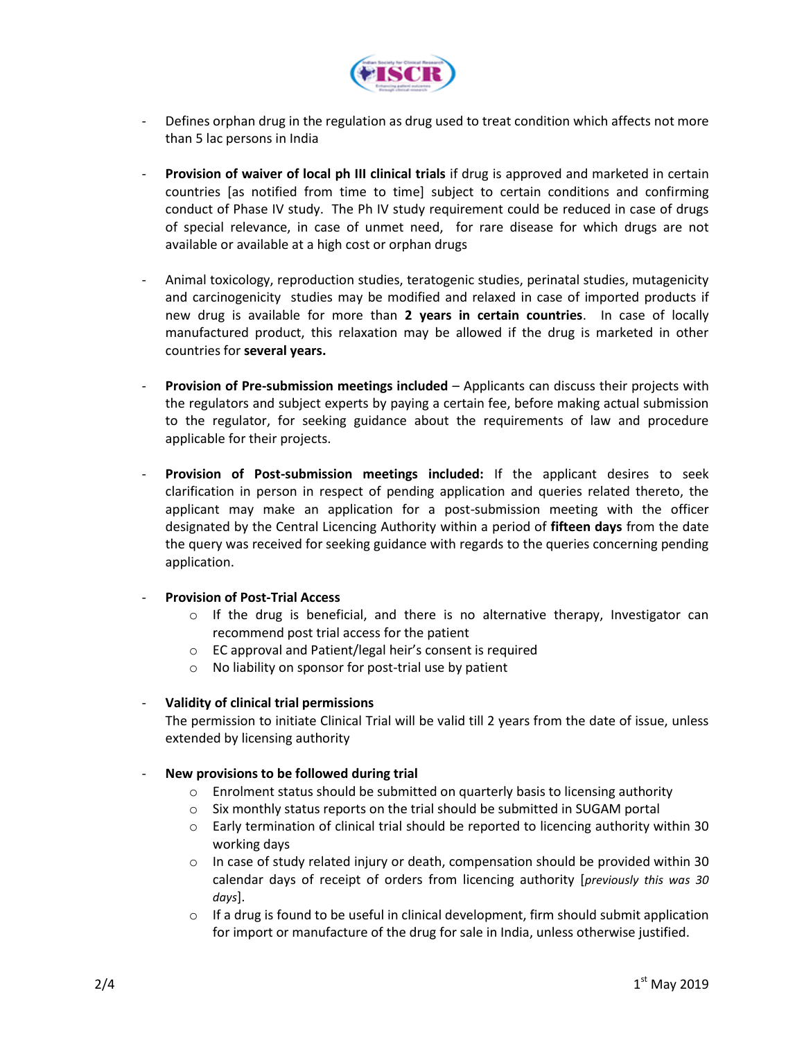- Defines orphan drug in the regulation as drug used to treat condition which affects not more than 5 lac persons in India

- **Provision of waiver of local ph III clinical trials** if drug is approved and marketed in certain countries [as notified from time to time] subject to certain conditions and confirming conduct of Phase IV study. The Ph IV study requirement could be reduced in case of drugs of special relevance, in case of unmet need, for rare disease for which drugs are not available or available at a high cost or orphan drugs

- Animal toxicology, reproduction studies, teratogenic studies, perinatal studies, mutagenicity and carcinogenicity studies may be modified and relaxed in case of imported products if new drug is available for more than **2 years in certain countries**. In case of locally manufactured product, this relaxation may be allowed if the drug is marketed in other countries for **several years.**

- **Provision of Pre-submission meetings included** – Applicants can discuss their projects with the regulators and subject experts by paying a certain fee, before making actual submission to the regulator, for seeking guidance about the requirements of law and procedure applicable for their projects.

- **Provision of Post-submission meetings included:** If the applicant desires to seek clarification in person in respect of pending application and queries related thereto, the applicant may make an application for a post-submission meeting with the officer designated by the Central Licencing Authority within a period of **fifteen days** from the date the query was received for seeking guidance with regards to the queries concerning pending application.

- **Provision of Post-Trial Access**
    - If the drug is beneficial, and there is no alternative therapy, Investigator can recommend post trial access for the patient
    - EC approval and Patient/legal heir's consent is required
    - No liability on sponsor for post-trial use by patient

- **Validity of clinical trial permissions**

  The permission to initiate Clinical Trial will be valid till 2 years from the date of issue, unless extended by licensing authority

- **New provisions to be followed during trial**
    - Enrolment status should be submitted on quarterly basis to licensing authority
    - Six monthly status reports on the trial should be submitted in SUGAM portal
    - Early termination of clinical trial should be reported to licencing authority within 30 working days
    - In case of study related injury or death, compensation should be provided within 30 calendar days of receipt of orders from licencing authority [*previously this was 30 days*].
    - If a drug is found to be useful in clinical development, firm should submit application for import or manufacture of the drug for sale in India, unless otherwise justified.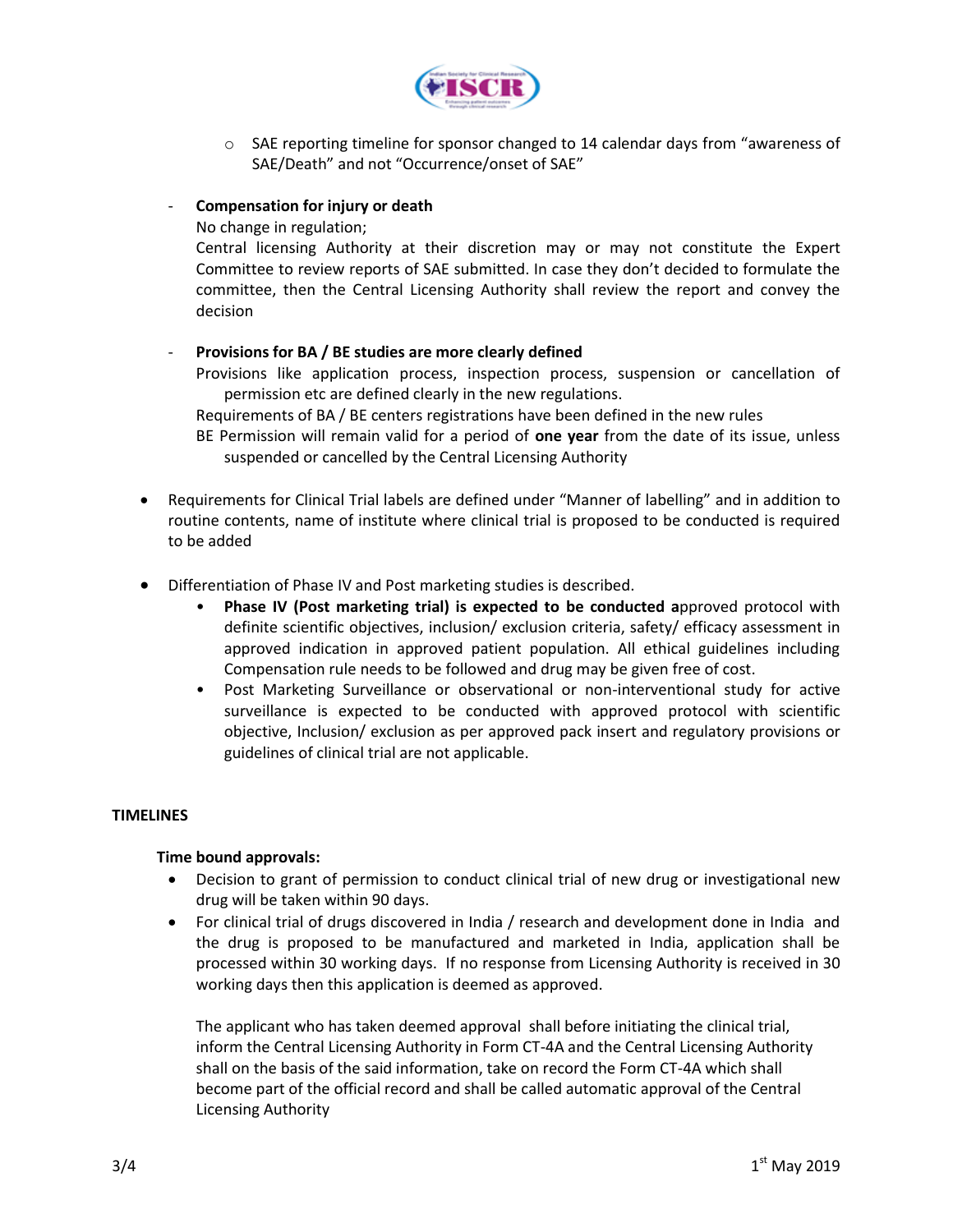- SAE reporting timeline for sponsor changed to 14 calendar days from "awareness of SAE/Death" and not "Occurrence/onset of SAE"

- **Compensation for injury or death**

  No change in regulation;

  Central licensing Authority at their discretion may or may not constitute the Expert Committee to review reports of SAE submitted. In case they don't decided to formulate the committee, then the Central Licensing Authority shall review the report and convey the decision

- **Provisions for BA / BE studies are more clearly defined**

  Provisions like application process, inspection process, suspension or cancellation of permission etc are defined clearly in the new regulations.

  Requirements of BA / BE centers registrations have been defined in the new rules

  BE Permission will remain valid for a period of **one year** from the date of its issue, unless suspended or cancelled by the Central Licensing Authority

- Requirements for Clinical Trial labels are defined under "Manner of labelling" and in addition to routine contents, name of institute where clinical trial is proposed to be conducted is required to be added

- Differentiation of Phase IV and Post marketing studies is described.
  - **Phase IV (Post marketing trial) is expected to be conducted a**pproved protocol with definite scientific objectives, inclusion/ exclusion criteria, safety/ efficacy assessment in approved indication in approved patient population. All ethical guidelines including Compensation rule needs to be followed and drug may be given free of cost.
  - Post Marketing Surveillance or observational or non-interventional study for active surveillance is expected to be conducted with approved protocol with scientific objective, Inclusion/ exclusion as per approved pack insert and regulatory provisions or guidelines of clinical trial are not applicable.

## TIMELINES

### Time bound approvals:

- Decision to grant of permission to conduct clinical trial of new drug or investigational new drug will be taken within 90 days.
- For clinical trial of drugs discovered in India / research and development done in India and the drug is proposed to be manufactured and marketed in India, application shall be processed within 30 working days. If no response from Licensing Authority is received in 30 working days then this application is deemed as approved.

  The applicant who has taken deemed approval shall before initiating the clinical trial, inform the Central Licensing Authority in Form CT-4A and the Central Licensing Authority shall on the basis of the said information, take on record the Form CT-4A which shall become part of the official record and shall be called automatic approval of the Central Licensing Authority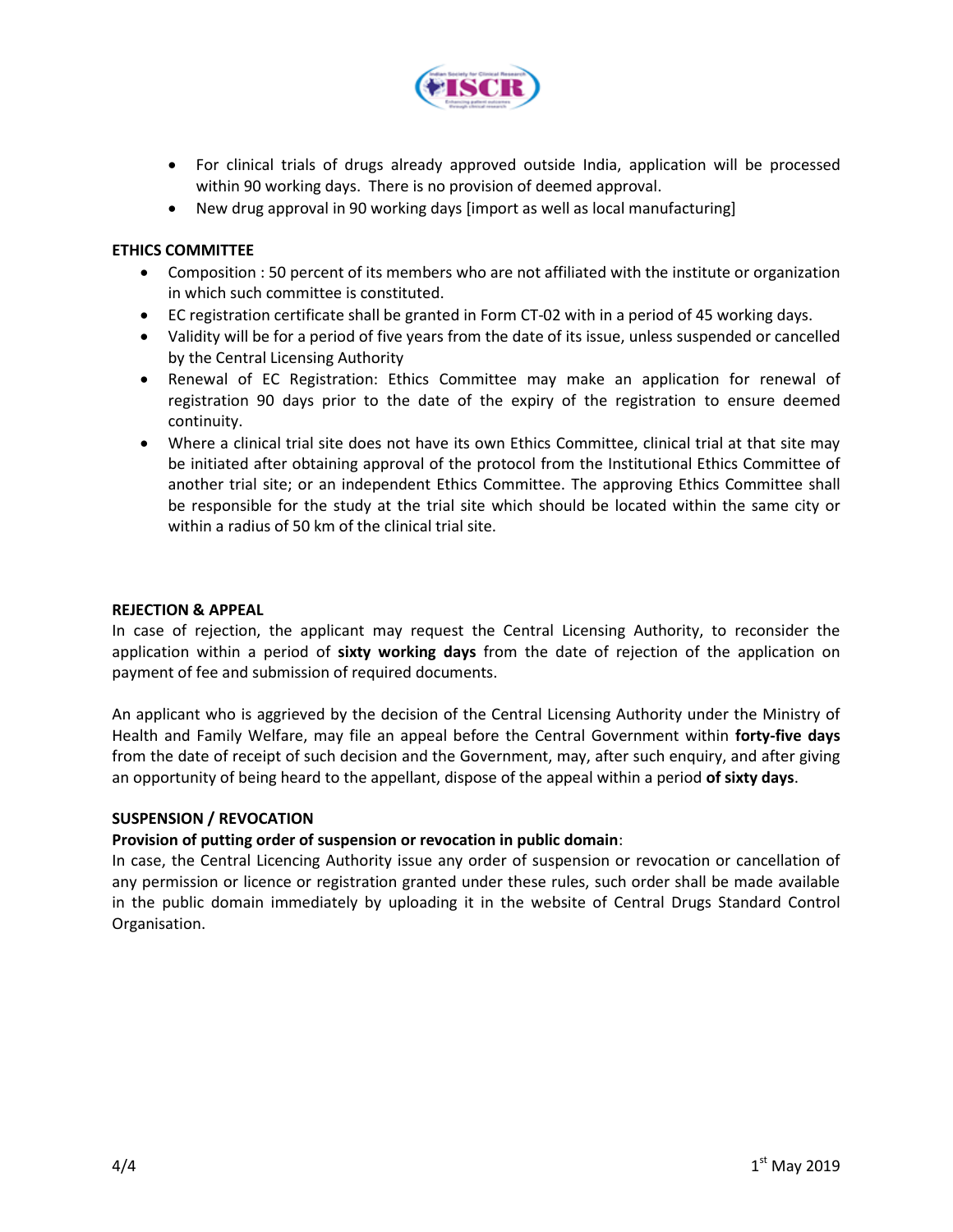- For clinical trials of drugs already approved outside India, application will be processed within 90 working days. There is no provision of deemed approval.
- New drug approval in 90 working days [import as well as local manufacturing]

**ETHICS COMMITTEE**

- Composition : 50 percent of its members who are not affiliated with the institute or organization in which such committee is constituted.
- EC registration certificate shall be granted in Form CT-02 with in a period of 45 working days.
- Validity will be for a period of five years from the date of its issue, unless suspended or cancelled by the Central Licensing Authority
- Renewal of EC Registration: Ethics Committee may make an application for renewal of registration 90 days prior to the date of the expiry of the registration to ensure deemed continuity.
- Where a clinical trial site does not have its own Ethics Committee, clinical trial at that site may be initiated after obtaining approval of the protocol from the Institutional Ethics Committee of another trial site; or an independent Ethics Committee. The approving Ethics Committee shall be responsible for the study at the trial site which should be located within the same city or within a radius of 50 km of the clinical trial site.

**REJECTION & APPEAL**

In case of rejection, the applicant may request the Central Licensing Authority, to reconsider the application within a period of **sixty working days** from the date of rejection of the application on payment of fee and submission of required documents.

An applicant who is aggrieved by the decision of the Central Licensing Authority under the Ministry of Health and Family Welfare, may file an appeal before the Central Government within **forty-five days** from the date of receipt of such decision and the Government, may, after such enquiry, and after giving an opportunity of being heard to the appellant, dispose of the appeal within a period **of sixty days**.

**SUSPENSION / REVOCATION**

**Provision of putting order of suspension or revocation in public domain**:

In case, the Central Licencing Authority issue any order of suspension or revocation or cancellation of any permission or licence or registration granted under these rules, such order shall be made available in the public domain immediately by uploading it in the website of Central Drugs Standard Control Organisation.

1st May 2019